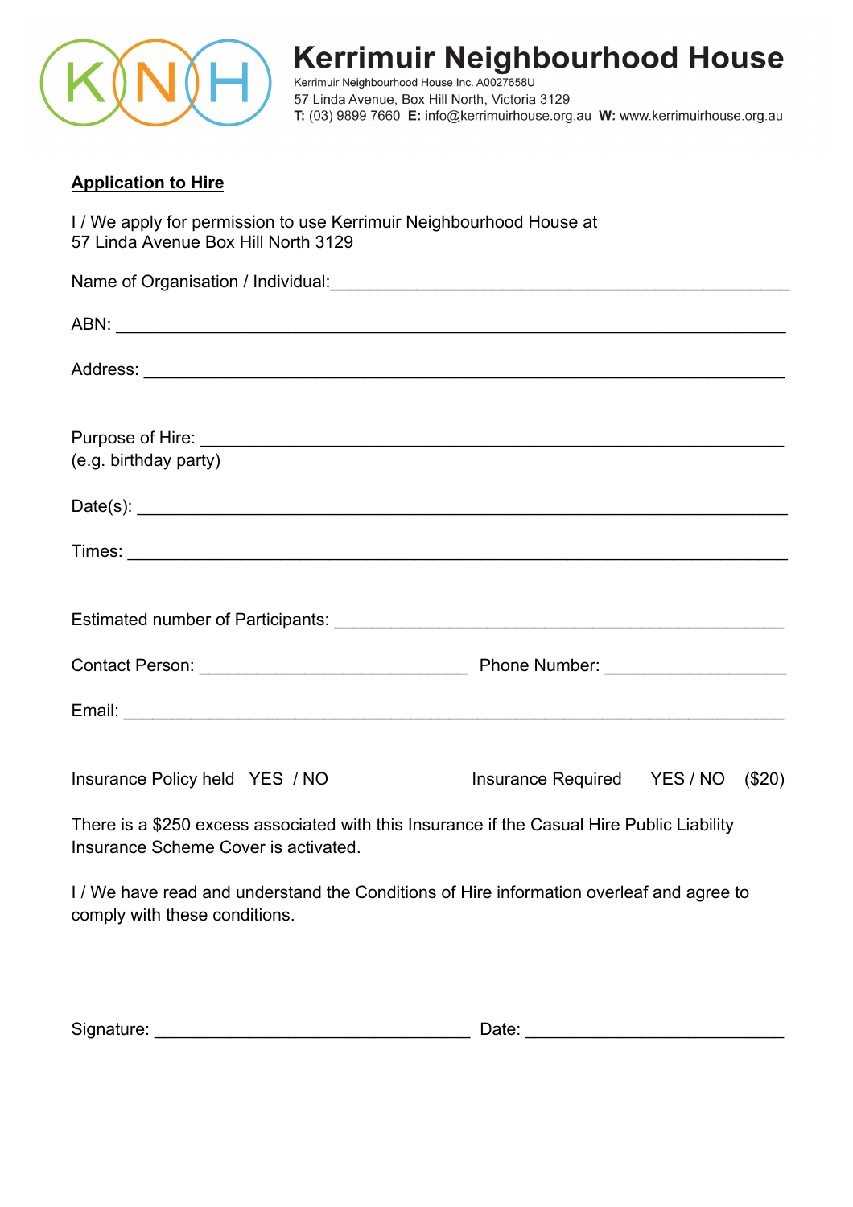# Kerrimuir Neighbourhood House

Kerrimuir Neighbourhood House Inc. A0027658U
57 Linda Avenue, Box Hill North, Victoria 3129
**T:** (03) 9899 7660 **E:** info@kerrimuirhouse.org.au **W:** www.kerrimuirhouse.org.au

**Application to Hire**

I / We apply for permission to use Kerrimuir Neighbourhood House at
57 Linda Avenue Box Hill North 3129

Name of Organisation / Individual:_______________________________________________

ABN: _____________________________________________________________________

Address: __________________________________________________________________

Purpose of Hire: ____________________________________________________________
(e.g. birthday party)

Date(s): ___________________________________________________________________

Times: ____________________________________________________________________

Estimated number of Participants: _____________________________________________

Contact Person: ____________________________ Phone Number: __________________

Email: _____________________________________________________________________

Insurance Policy held YES / NO Insurance Required YES / NO ($20)

There is a $250 excess associated with this Insurance if the Casual Hire Public Liability Insurance Scheme Cover is activated.

I / We have read and understand the Conditions of Hire information overleaf and agree to comply with these conditions.

Signature: _________________________________ Date: ___________________________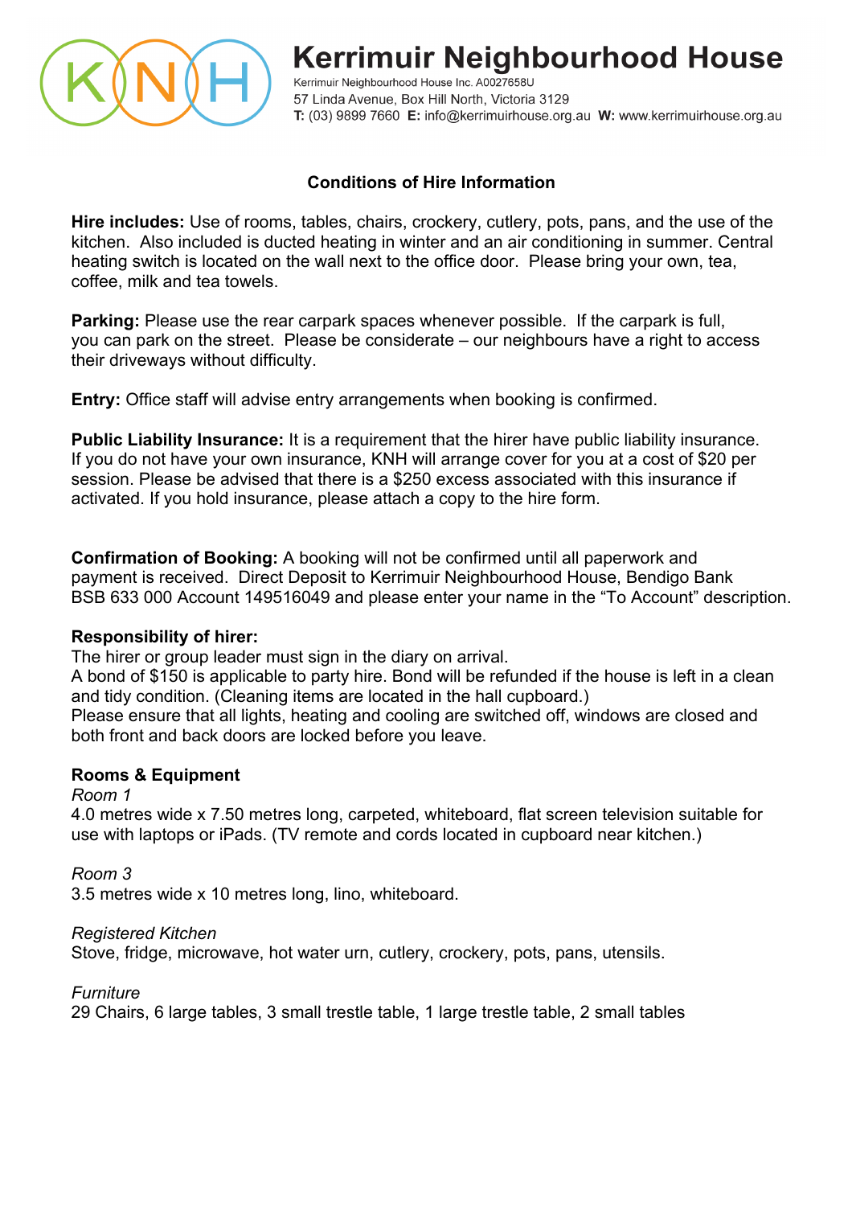# Kerrimuir Neighbourhood House

Kerrimuir Neighbourhood House Inc. A0027658U
57 Linda Avenue, Box Hill North, Victoria 3129
**T:** (03) 9899 7660 **E:** info@kerrimuirhouse.org.au **W:** www.kerrimuirhouse.org.au

## Conditions of Hire Information

**Hire includes:** Use of rooms, tables, chairs, crockery, cutlery, pots, pans, and the use of the kitchen. Also included is ducted heating in winter and an air conditioning in summer. Central heating switch is located on the wall next to the office door. Please bring your own, tea, coffee, milk and tea towels.

**Parking:** Please use the rear carpark spaces whenever possible. If the carpark is full, you can park on the street. Please be considerate – our neighbours have a right to access their driveways without difficulty.

**Entry:** Office staff will advise entry arrangements when booking is confirmed.

**Public Liability Insurance:** It is a requirement that the hirer have public liability insurance. If you do not have your own insurance, KNH will arrange cover for you at a cost of $20 per session. Please be advised that there is a $250 excess associated with this insurance if activated. If you hold insurance, please attach a copy to the hire form.

**Confirmation of Booking:** A booking will not be confirmed until all paperwork and payment is received. Direct Deposit to Kerrimuir Neighbourhood House, Bendigo Bank BSB 633 000 Account 149516049 and please enter your name in the "To Account" description.

**Responsibility of hirer:**
The hirer or group leader must sign in the diary on arrival.
A bond of $150 is applicable to party hire. Bond will be refunded if the house is left in a clean and tidy condition. (Cleaning items are located in the hall cupboard.)
Please ensure that all lights, heating and cooling are switched off, windows are closed and both front and back doors are locked before you leave.

**Rooms & Equipment**

*Room 1*
4.0 metres wide x 7.50 metres long, carpeted, whiteboard, flat screen television suitable for use with laptops or iPads. (TV remote and cords located in cupboard near kitchen.)

*Room 3*
3.5 metres wide x 10 metres long, lino, whiteboard.

*Registered Kitchen*
Stove, fridge, microwave, hot water urn, cutlery, crockery, pots, pans, utensils.

*Furniture*
29 Chairs, 6 large tables, 3 small trestle table, 1 large trestle table, 2 small tables